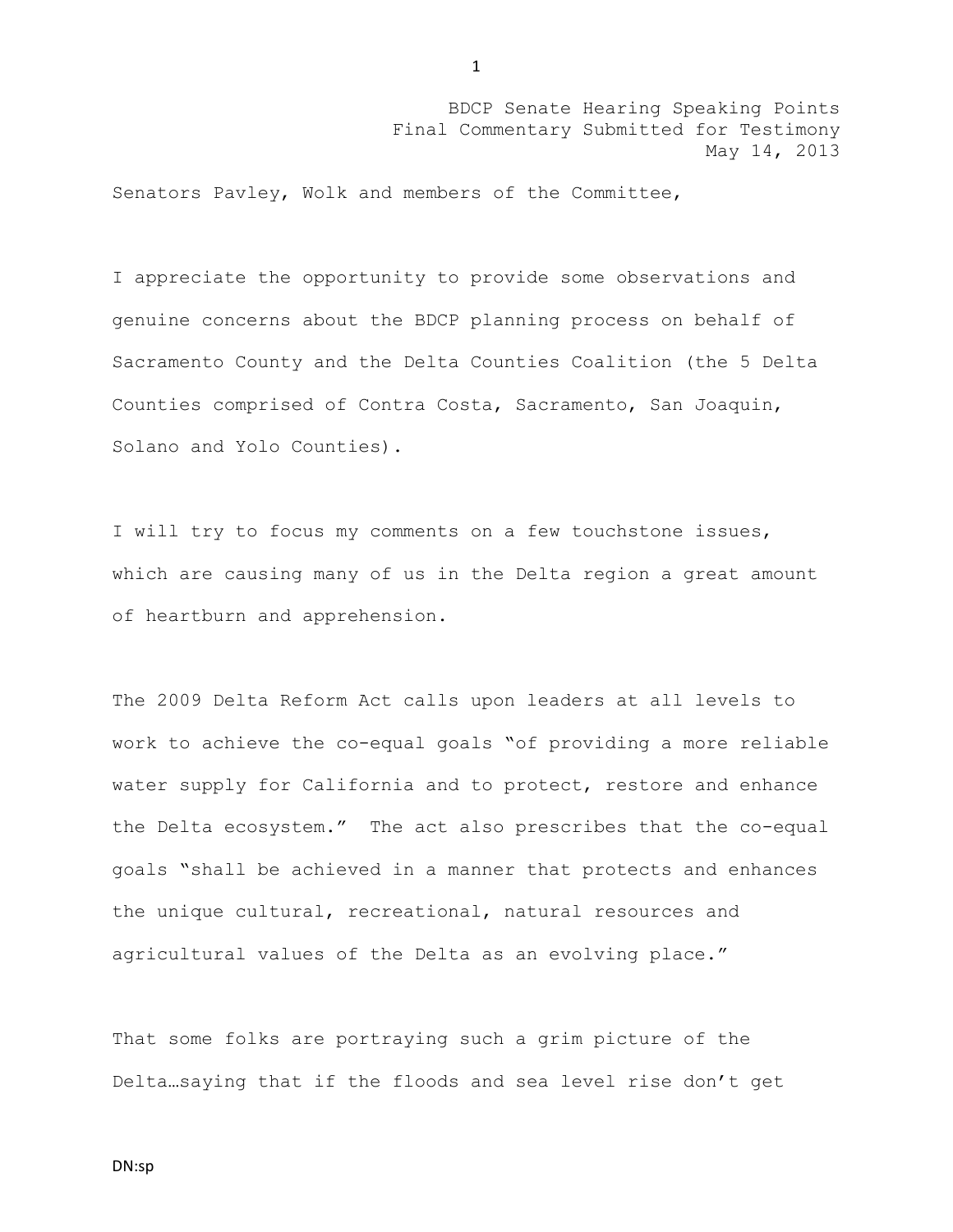BDCP Senate Hearing Speaking Points
Final Commentary Submitted for Testimony
May 14, 2013

Senators Pavley, Wolk and members of the Committee,

I appreciate the opportunity to provide some observations and genuine concerns about the BDCP planning process on behalf of Sacramento County and the Delta Counties Coalition (the 5 Delta Counties comprised of Contra Costa, Sacramento, San Joaquin, Solano and Yolo Counties).

I will try to focus my comments on a few touchstone issues, which are causing many of us in the Delta region a great amount of heartburn and apprehension.

The 2009 Delta Reform Act calls upon leaders at all levels to work to achieve the co-equal goals "of providing a more reliable water supply for California and to protect, restore and enhance the Delta ecosystem." The act also prescribes that the co-equal goals "shall be achieved in a manner that protects and enhances the unique cultural, recreational, natural resources and agricultural values of the Delta as an evolving place."

That some folks are portraying such a grim picture of the Delta…saying that if the floods and sea level rise don't get

DN:sp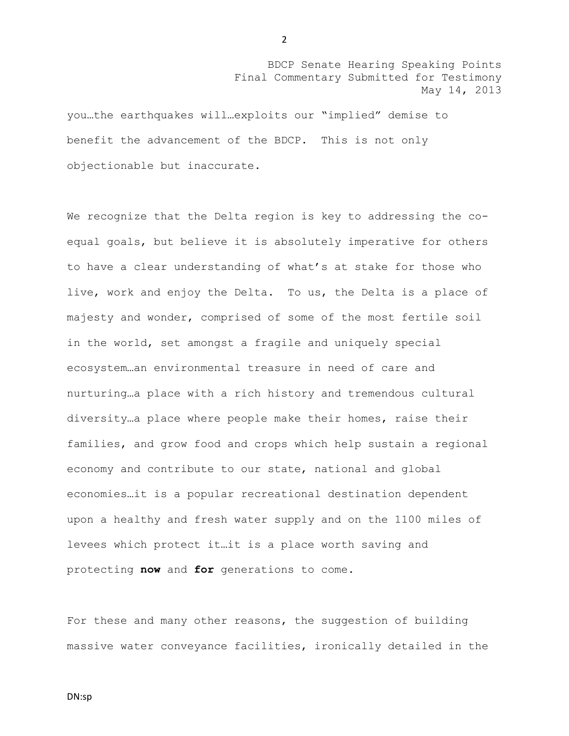you…the earthquakes will…exploits our "implied" demise to benefit the advancement of the BDCP. This is not only objectionable but inaccurate.

We recognize that the Delta region is key to addressing the co-equal goals, but believe it is absolutely imperative for others to have a clear understanding of what's at stake for those who live, work and enjoy the Delta. To us, the Delta is a place of majesty and wonder, comprised of some of the most fertile soil in the world, set amongst a fragile and uniquely special ecosystem…an environmental treasure in need of care and nurturing…a place with a rich history and tremendous cultural diversity…a place where people make their homes, raise their families, and grow food and crops which help sustain a regional economy and contribute to our state, national and global economies…it is a popular recreational destination dependent upon a healthy and fresh water supply and on the 1100 miles of levees which protect it…it is a place worth saving and protecting **now** and **for** generations to come.

For these and many other reasons, the suggestion of building massive water conveyance facilities, ironically detailed in the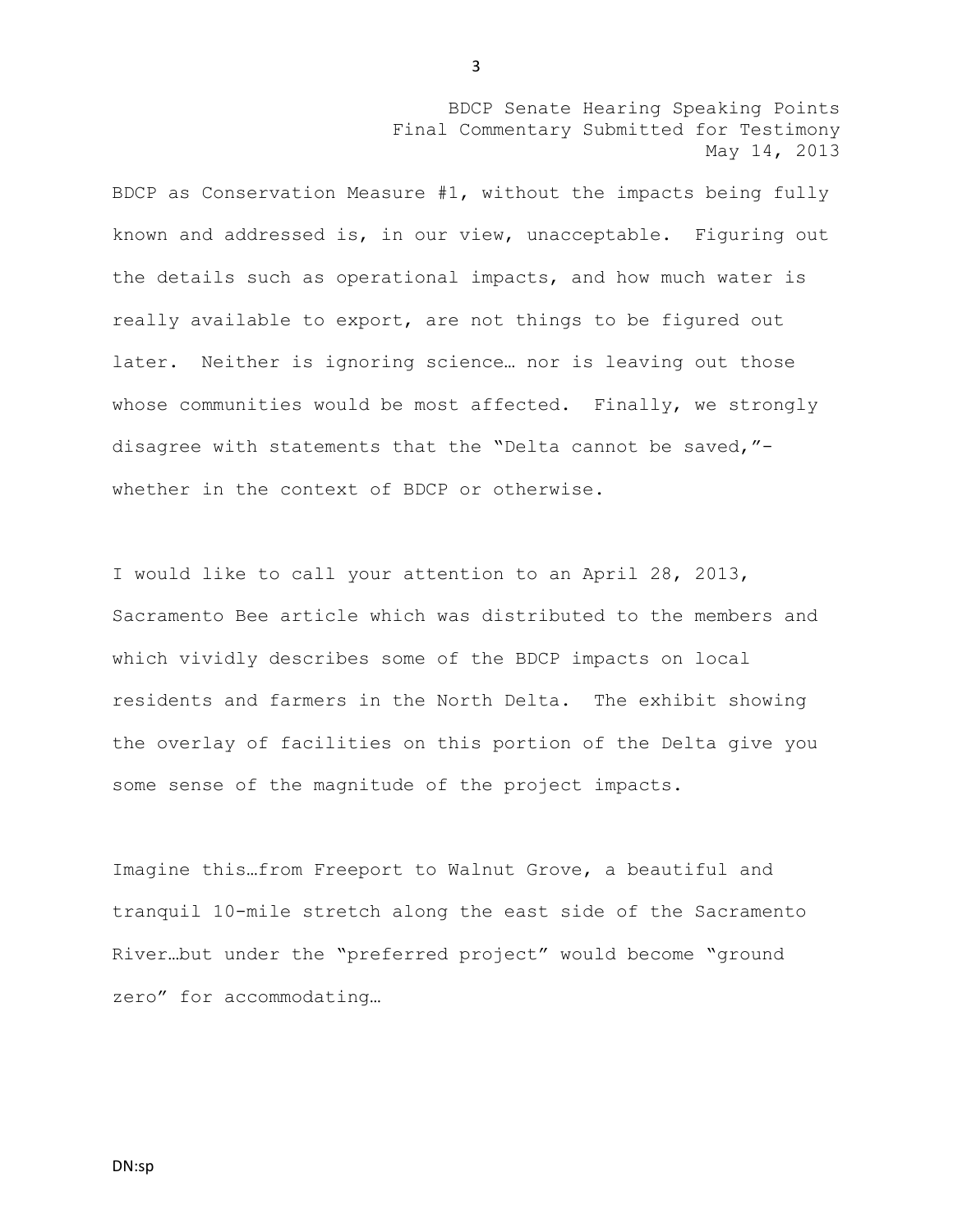BDCP Senate Hearing Speaking Points
Final Commentary Submitted for Testimony
May 14, 2013

BDCP as Conservation Measure #1, without the impacts being fully known and addressed is, in our view, unacceptable. Figuring out the details such as operational impacts, and how much water is really available to export, are not things to be figured out later. Neither is ignoring science… nor is leaving out those whose communities would be most affected. Finally, we strongly disagree with statements that the "Delta cannot be saved,"- whether in the context of BDCP or otherwise.

I would like to call your attention to an April 28, 2013, Sacramento Bee article which was distributed to the members and which vividly describes some of the BDCP impacts on local residents and farmers in the North Delta. The exhibit showing the overlay of facilities on this portion of the Delta give you some sense of the magnitude of the project impacts.

Imagine this…from Freeport to Walnut Grove, a beautiful and tranquil 10-mile stretch along the east side of the Sacramento River…but under the "preferred project" would become "ground zero" for accommodating…

DN:sp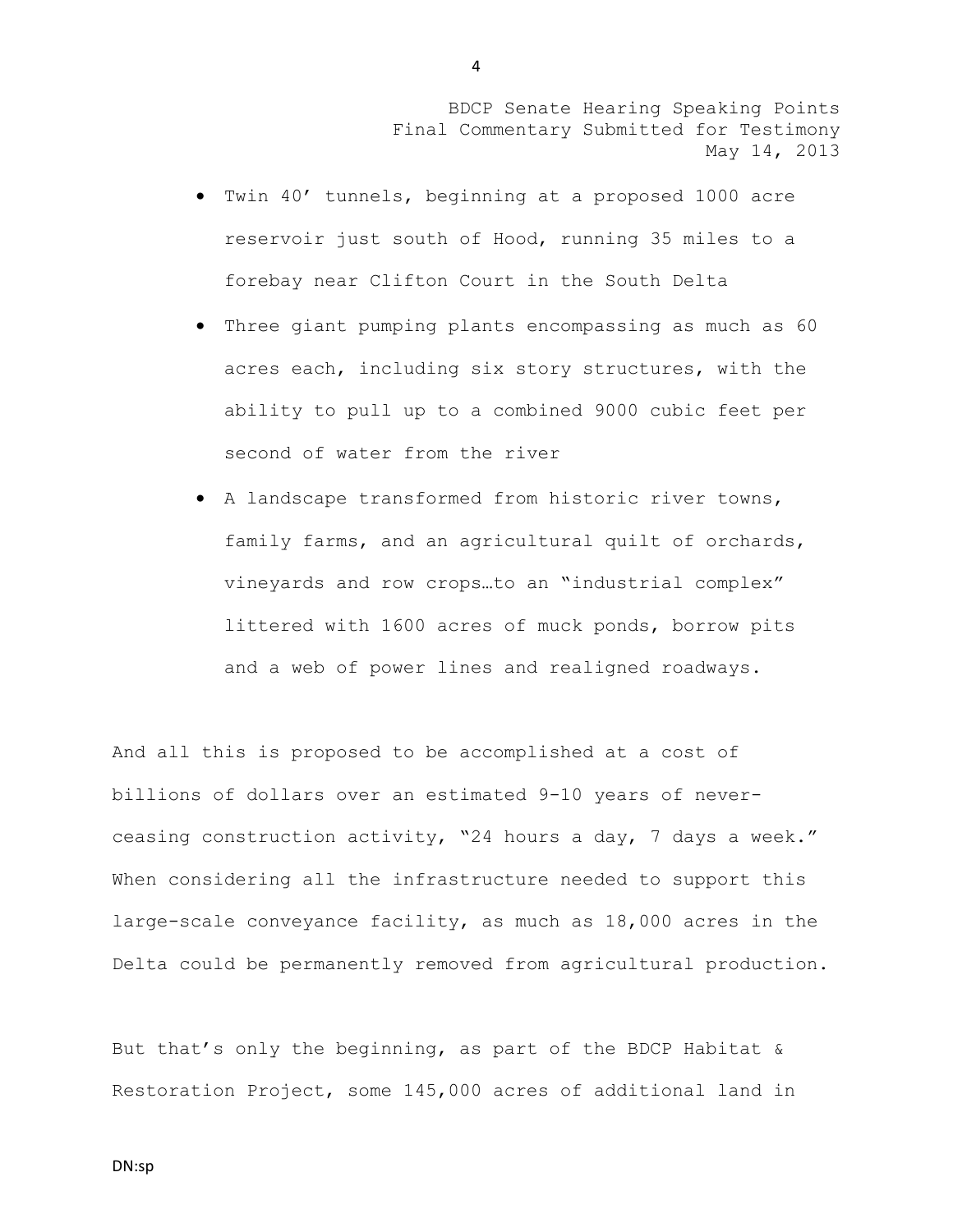- Twin 40’ tunnels, beginning at a proposed 1000 acre reservoir just south of Hood, running 35 miles to a forebay near Clifton Court in the South Delta
- Three giant pumping plants encompassing as much as 60 acres each, including six story structures, with the ability to pull up to a combined 9000 cubic feet per second of water from the river
- A landscape transformed from historic river towns, family farms, and an agricultural quilt of orchards, vineyards and row crops…to an “industrial complex” littered with 1600 acres of muck ponds, borrow pits and a web of power lines and realigned roadways.

And all this is proposed to be accomplished at a cost of billions of dollars over an estimated 9-10 years of never-ceasing construction activity, “24 hours a day, 7 days a week.” When considering all the infrastructure needed to support this large-scale conveyance facility, as much as 18,000 acres in the Delta could be permanently removed from agricultural production.

But that’s only the beginning, as part of the BDCP Habitat & Restoration Project, some 145,000 acres of additional land in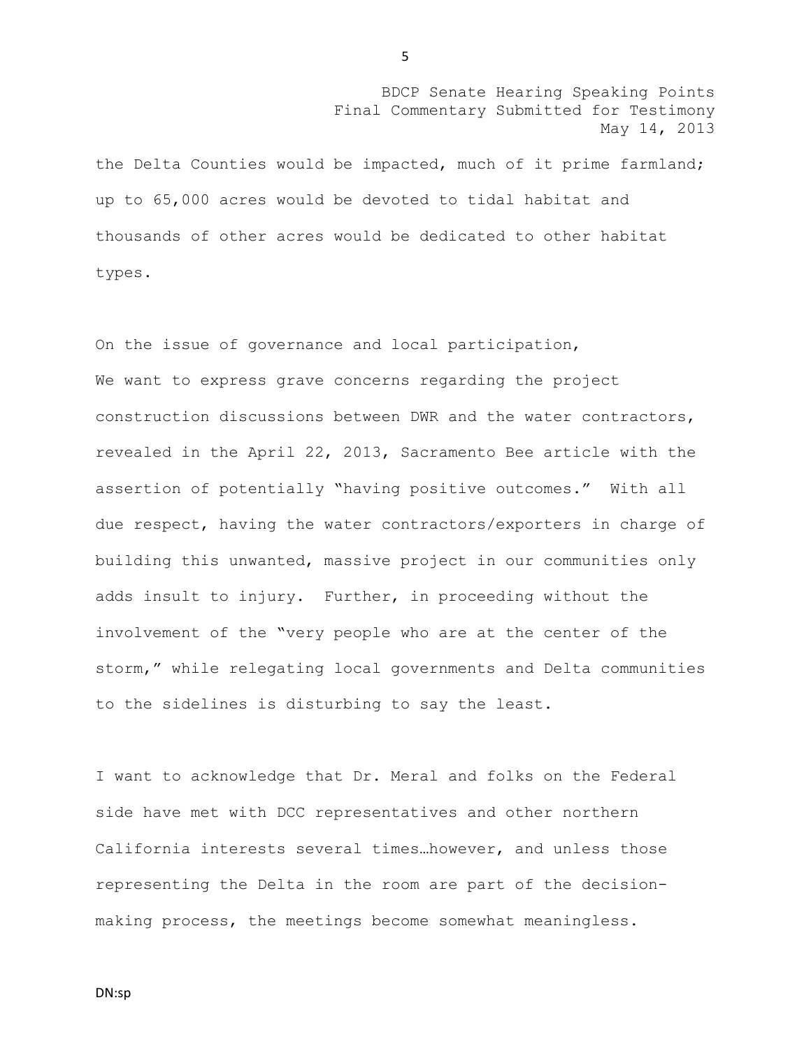the Delta Counties would be impacted, much of it prime farmland; up to 65,000 acres would be devoted to tidal habitat and thousands of other acres would be dedicated to other habitat types.

On the issue of governance and local participation,
We want to express grave concerns regarding the project construction discussions between DWR and the water contractors, revealed in the April 22, 2013, Sacramento Bee article with the assertion of potentially "having positive outcomes." With all due respect, having the water contractors/exporters in charge of building this unwanted, massive project in our communities only adds insult to injury. Further, in proceeding without the involvement of the "very people who are at the center of the storm," while relegating local governments and Delta communities to the sidelines is disturbing to say the least.

I want to acknowledge that Dr. Meral and folks on the Federal side have met with DCC representatives and other northern California interests several times…however, and unless those representing the Delta in the room are part of the decision-making process, the meetings become somewhat meaningless.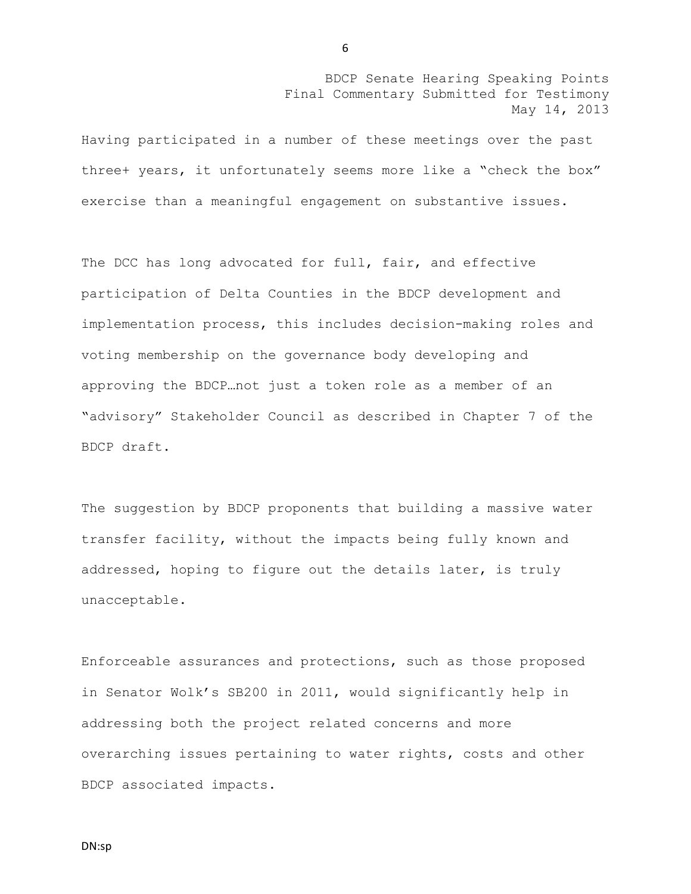Having participated in a number of these meetings over the past three+ years, it unfortunately seems more like a “check the box” exercise than a meaningful engagement on substantive issues.

The DCC has long advocated for full, fair, and effective participation of Delta Counties in the BDCP development and implementation process, this includes decision-making roles and voting membership on the governance body developing and approving the BDCP…not just a token role as a member of an “advisory” Stakeholder Council as described in Chapter 7 of the BDCP draft.

The suggestion by BDCP proponents that building a massive water transfer facility, without the impacts being fully known and addressed, hoping to figure out the details later, is truly unacceptable.

Enforceable assurances and protections, such as those proposed in Senator Wolk’s SB200 in 2011, would significantly help in addressing both the project related concerns and more overarching issues pertaining to water rights, costs and other BDCP associated impacts.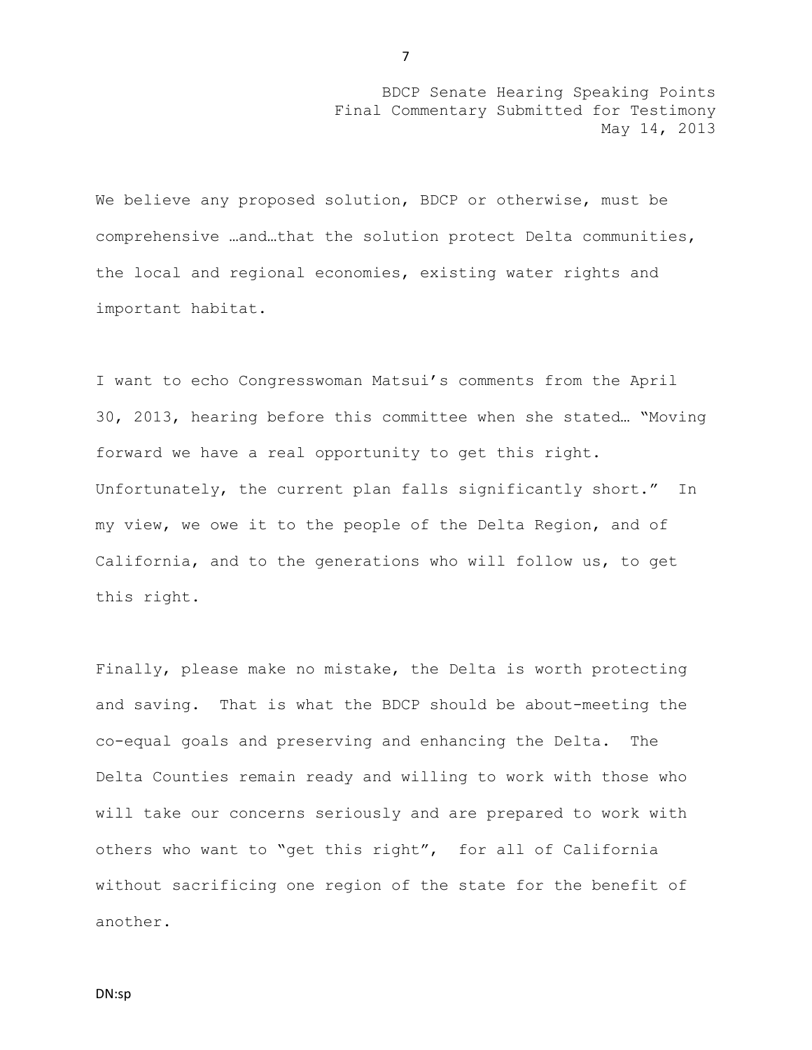BDCP Senate Hearing Speaking Points
Final Commentary Submitted for Testimony
May 14, 2013

We believe any proposed solution, BDCP or otherwise, must be comprehensive …and…that the solution protect Delta communities, the local and regional economies, existing water rights and important habitat.

I want to echo Congresswoman Matsui's comments from the April 30, 2013, hearing before this committee when she stated… "Moving forward we have a real opportunity to get this right. Unfortunately, the current plan falls significantly short." In my view, we owe it to the people of the Delta Region, and of California, and to the generations who will follow us, to get this right.

Finally, please make no mistake, the Delta is worth protecting and saving. That is what the BDCP should be about-meeting the co-equal goals and preserving and enhancing the Delta. The Delta Counties remain ready and willing to work with those who will take our concerns seriously and are prepared to work with others who want to "get this right", for all of California without sacrificing one region of the state for the benefit of another.

DN:sp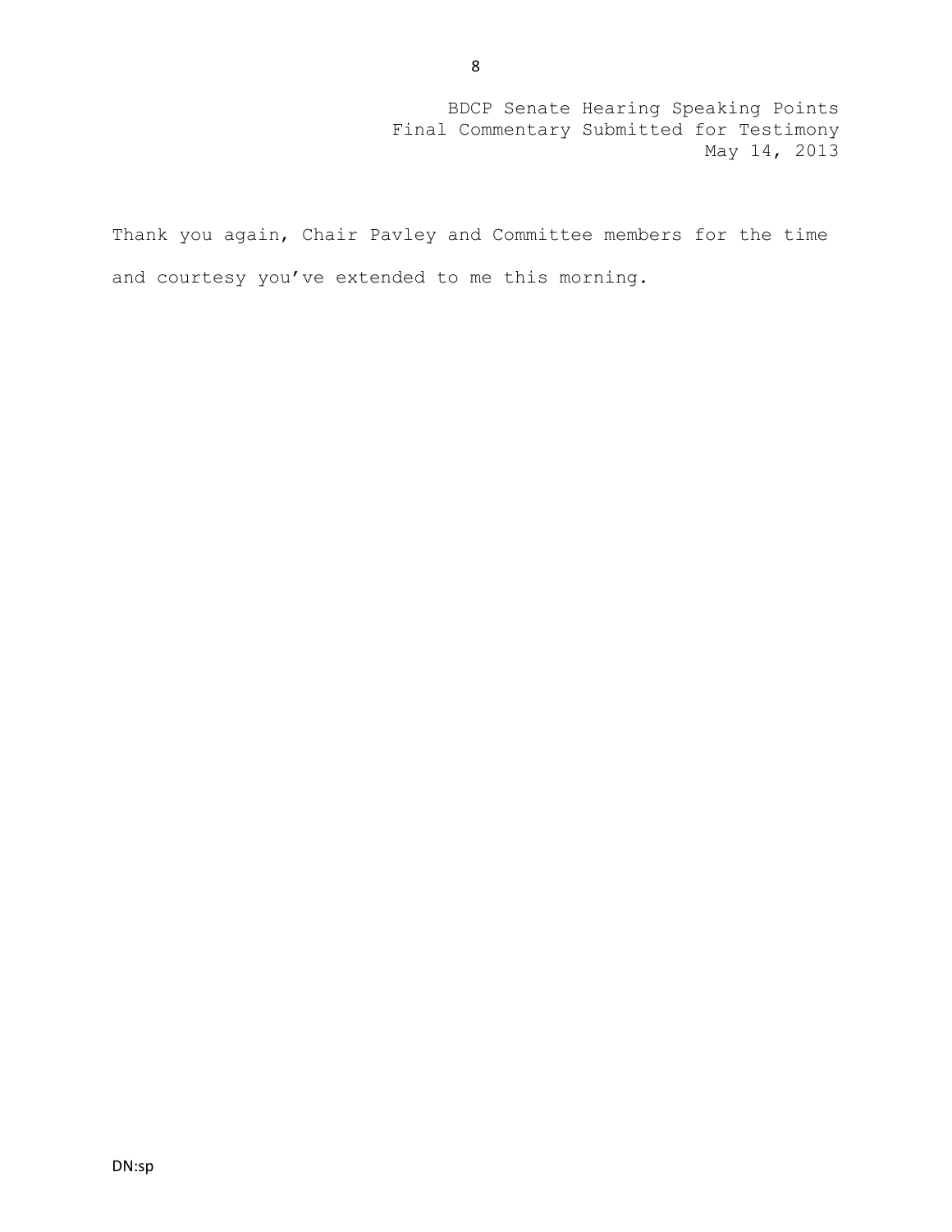Thank you again, Chair Pavley and Committee members for the time and courtesy you've extended to me this morning.